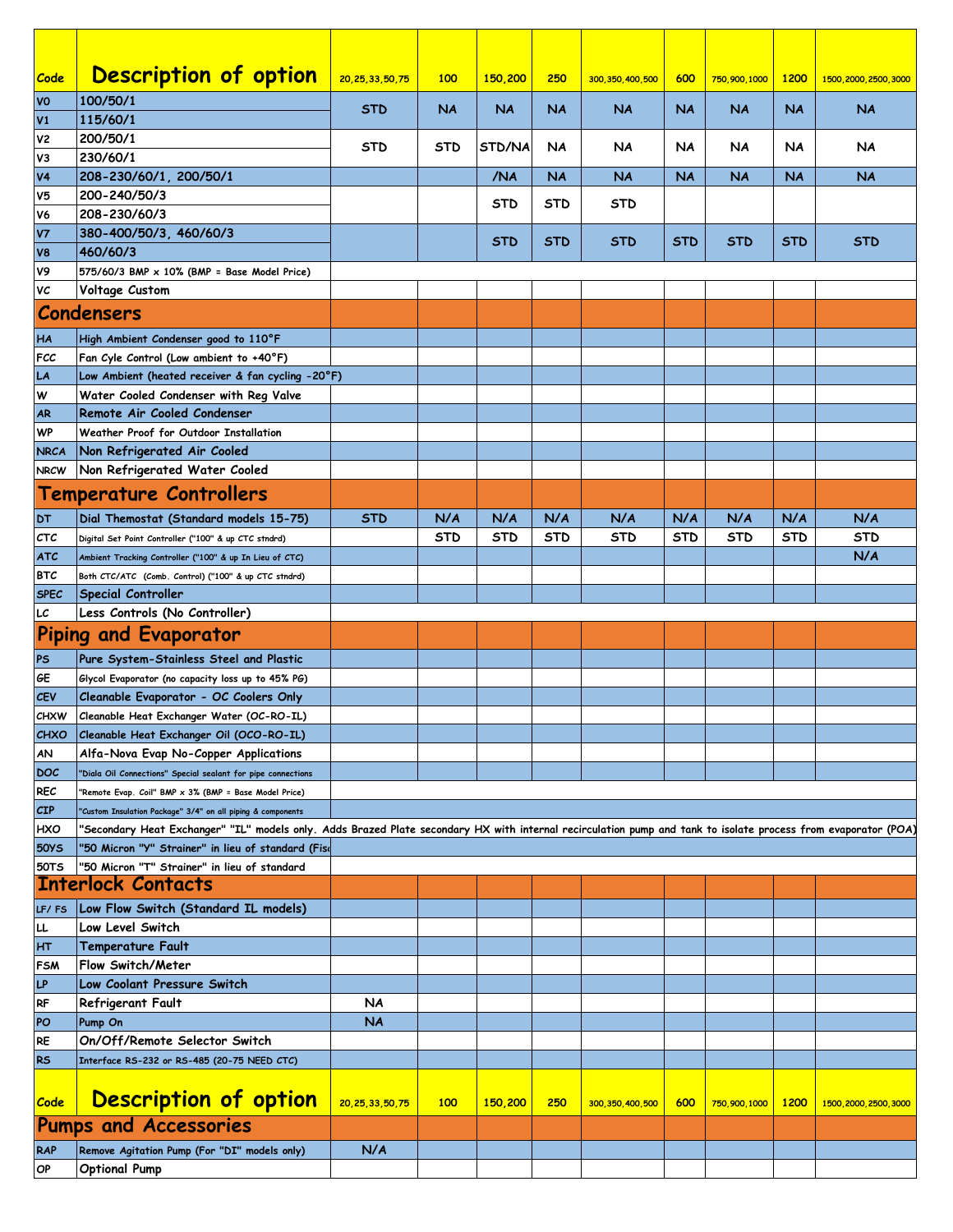| Code | Description of option | 20,25,33,50,75 | 100 | 150,200 | 250 | 300,350,400,500 | 600 | 750,900,1000 | 1200 | 1500,2000,2500,3000 |
|---|---|---|---|---|---|---|---|---|---|---|
| V0 | 100/50/1 | STD | NA | NA | NA | NA | NA | NA | NA | NA |
| V1 | 115/60/1 | | | | | | | | | |
| V2 | 200/50/1 | STD | STD | STD/NA | NA | NA | NA | NA | NA | NA |
| V3 | 230/60/1 | | | | | | | | | |
| V4 | 208-230/60/1, 200/50/1 | | | /NA | NA | NA | NA | NA | NA | NA |
| V5 | 200-240/50/3 | | | STD | STD | STD | | | | |
| V6 | 208-230/60/3 | | | | | | | | | |
| V7 | 380-400/50/3, 460/60/3 | | | STD | STD | STD | STD | STD | STD | STD |
| V8 | 460/60/3 | | | | | | | | | |
| V9 | 575/60/3 BMP x 10% (BMP = Base Model Price) | | | | | | | | | |
| VC | Voltage Custom | | | | | | | | | |
| | **Condensers** | | | | | | | | | |
| HA | High Ambient Condenser good to 110°F | | | | | | | | | |
| FCC | Fan Cyle Control (Low ambient to +40°F) | | | | | | | | | |
| LA | Low Ambient (heated receiver & fan cycling -20°F) | | | | | | | | | |
| W | Water Cooled Condenser with Reg Valve | | | | | | | | | |
| AR | Remote Air Cooled Condenser | | | | | | | | | |
| WP | Weather Proof for Outdoor Installation | | | | | | | | | |
| NRCA | Non Refrigerated Air Cooled | | | | | | | | | |
| NRCW | Non Refrigerated Water Cooled | | | | | | | | | |
| | **Temperature Controllers** | | | | | | | | | |
| DT | Dial Themostat (Standard models 15-75) | STD | N/A | N/A | N/A | N/A | N/A | N/A | N/A | N/A |
| CTC | Digital Set Point Controller ("100" & up CTC stndrd) | | STD | STD | STD | STD | STD | STD | STD | STD |
| ATC | Ambient Tracking Controller ("100" & up In Lieu of CTC) | | | | | | | | | N/A |
| BTC | Both CTC/ATC (Comb. Control) ("100" & up CTC stndrd) | | | | | | | | | |
| SPEC | Special Controller | | | | | | | | | |
| LC | Less Controls (No Controller) | | | | | | | | | |
| | **Piping and Evaporator** | | | | | | | | | |
| PS | Pure System-Stainless Steel and Plastic | | | | | | | | | |
| GE | Glycol Evaporator (no capacity loss up to 45% PG) | | | | | | | | | |
| CEV | Cleanable Evaporator - OC Coolers Only | | | | | | | | | |
| CHXW | Cleanable Heat Exchanger Water (OC-RO-IL) | | | | | | | | | |
| CHXO | Cleanable Heat Exchanger Oil (OCO-RO-IL) | | | | | | | | | |
| AN | Alfa-Nova Evap No-Copper Applications | | | | | | | | | |
| DOC | "Diala Oil Connections" Special sealant for pipe connections | | | | | | | | | |
| REC | "Remote Evap. Coil" BMP x 3% (BMP = Base Model Price) | | | | | | | | | |
| CIP | "Custom Insulation Package" 3/4" on all piping & components | | | | | | | | | |
| HXO | "Secondary Heat Exchanger" "IL" models only. Adds Brazed Plate secondary HX with internal recirculation pump and tank to isolate process from evaporator (POA) | | | | | | | | | |
| 50YS | "50 Micron "Y" Strainer" in lieu of standard (Fis | | | | | | | | | |
| 50TS | "50 Micron "T" Strainer" in lieu of standard | | | | | | | | | |
| | **Interlock Contacts** | | | | | | | | | |
| LF/ FS | Low Flow Switch (Standard IL models) | | | | | | | | | |
| LL | Low Level Switch | | | | | | | | | |
| HT | Temperature Fault | | | | | | | | | |
| FSM | Flow Switch/Meter | | | | | | | | | |
| LP | Low Coolant Pressure Switch | | | | | | | | | |
| RF | Refrigerant Fault | NA | | | | | | | | |
| PO | Pump On | NA | | | | | | | | |
| RE | On/Off/Remote Selector Switch | | | | | | | | | |
| RS | Interface RS-232 or RS-485 (20-75 NEED CTC) | | | | | | | | | |

| Code | Description of option | 20,25,33,50,75 | 100 | 150,200 | 250 | 300,350,400,500 | 600 | 750,900,1000 | 1200 | 1500,2000,2500,3000 |
|---|---|---|---|---|---|---|---|---|---|---|
| | **Pumps and Accessories** | | | | | | | | | |
| RAP | Remove Agitation Pump (For "DI" models only) | N/A | | | | | | | | |
| OP | Optional Pump | | | | | | | | | |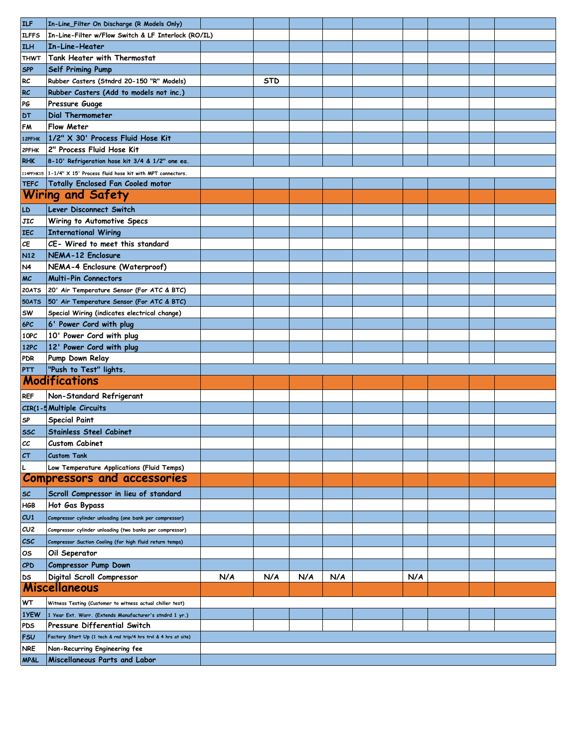| | | | | | | | | | | |
|---|---|---|---|---|---|---|---|---|---|---|
| ILF | In-Line_Filter On Discharge (R Models Only) | | | | | | | | | |
| ILFFS | In-Line-Filter w/Flow Switch & LF Interlock (RO/IL) | | | | | | | | | |
| ILH | In-Line-Heater | | | | | | | | | |
| THWT | Tank Heater with Thermostat | | | | | | | | | |
| SPP | Self Priming Pump | | | | | | | | | |
| RC | Rubber Casters (Stndrd 20-150 "R" Models) | | STD | | | | | | | |
| RC | Rubber Casters (Add to models not inc.) | | | | | | | | | |
| PG | Pressure Guage | | | | | | | | | |
| DT | Dial Thermometer | | | | | | | | | |
| FM | Flow Meter | | | | | | | | | |
| 12PFHK | 1/2" X 30' Process Fluid Hose Kit | | | | | | | | | |
| 2PFHK | 2" Process Fluid Hose Kit | | | | | | | | | |
| RHK | 8-10' Refrigeration hose kit 3/4 & 1/2" one ea. | | | | | | | | | |
| 114PFHK15 | 1-1/4" X 15' Process fluid hose kit with MPT connectors. | | | | | | | | | |
| TEFC | Totally Enclosed Fan Cooled motor | | | | | | | | | |
| **Wiring and Safety** | | | | | | | | | | |
| LD | Lever Disconnect Switch | | | | | | | | | |
| JIC | Wiring to Automotive Specs | | | | | | | | | |
| IEC | International Wiring | | | | | | | | | |
| CE | CE- Wired to meet this standard | | | | | | | | | |
| N12 | NEMA-12 Enclosure | | | | | | | | | |
| N4 | NEMA-4 Enclosure (Waterproof) | | | | | | | | | |
| MC | Multi-Pin Connectors | | | | | | | | | |
| 20ATS | 20' Air Temperature Sensor (For ATC & BTC) | | | | | | | | | |
| 50ATS | 50' Air Temperature Sensor (For ATC & BTC) | | | | | | | | | |
| SW | Special Wiring (indicates electrical change) | | | | | | | | | |
| 6PC | 6' Power Cord with plug | | | | | | | | | |
| 10PC | 10' Power Cord with plug | | | | | | | | | |
| 12PC | 12' Power Cord with plug | | | | | | | | | |
| PDR | Pump Down Relay | | | | | | | | | |
| PTT | "Push to Test" lights. | | | | | | | | | |
| **Modifications** | | | | | | | | | | |
| REF | Non-Standard Refrigerant | | | | | | | | | |
| CIR(1-5 | Multiple Circuits | | | | | | | | | |
| SP | Special Paint | | | | | | | | | |
| SSC | Stainless Steel Cabinet | | | | | | | | | |
| CC | Custom Cabinet | | | | | | | | | |
| CT | Custom Tank | | | | | | | | | |
| L | Low Temperature Applications (Fluid Temps) | | | | | | | | | |
| **Compressors and accessories** | | | | | | | | | | |
| SC | Scroll Compressor in lieu of standard | | | | | | | | | |
| HGB | Hot Gas Bypass | | | | | | | | | |
| CU1 | Compressor cylinder unloading (one bank per compressor) | | | | | | | | | |
| CU2 | Compressor cylinder unloading (two banks per compressor) | | | | | | | | | |
| CSC | Compressor Suction Cooling (for high fluid return temps) | | | | | | | | | |
| OS | Oil Seperator | | | | | | | | | |
| CPD | Compressor Pump Down | | | | | | | | | |
| DS | Digital Scroll Compressor | N/A | N/A | N/A | N/A | | N/A | | | |
| **Miscellaneous** | | | | | | | | | | |
| WT | Witness Testing (Customer to witness actual chiller test) | | | | | | | | | |
| 1YEW | 1 Year Ext. Warr. (Extends Manufacturer's stndrd 1 yr.) | | | | | | | | | |
| PDS | Pressure Differential Switch | | | | | | | | | |
| FSU | Factory Start Up (1 tech & rnd trip/4 hrs trvl & 4 hrs at site) | | | | | | | | | |
| NRE | Non-Recurring Engineering fee | | | | | | | | | |
| MP&L | Miscellaneous Parts and Labor | | | | | | | | | |